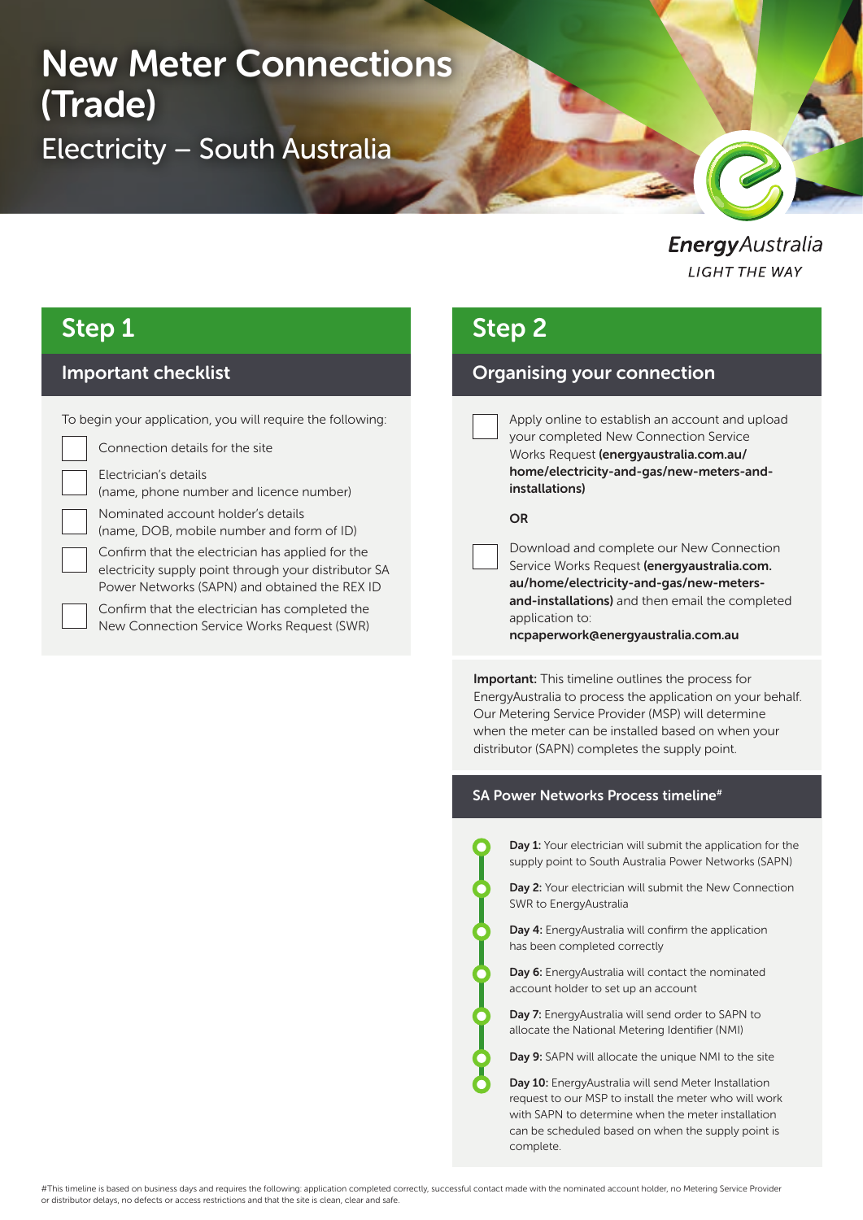# New Meter Connections (Trade)

## Electricity – South Australia

EnergyAustralia
LIGHT THE WAY

## Step 1

### Important checklist

To begin your application, you will require the following:

- [ ] Connection details for the site
- [ ] Electrician's details (name, phone number and licence number)
- [ ] Nominated account holder's details (name, DOB, mobile number and form of ID)
- [ ] Confirm that the electrician has applied for the electricity supply point through your distributor SA Power Networks (SAPN) and obtained the REX ID
- [ ] Confirm that the electrician has completed the New Connection Service Works Request (SWR)

## Step 2

### Organising your connection

- [ ] Apply online to establish an account and upload your completed New Connection Service Works Request **(energyaustralia.com.au/home/electricity-and-gas/new-meters-and-installations)**

**OR**

- [ ] Download and complete our New Connection Service Works Request **(energyaustralia.com.au/home/electricity-and-gas/new-meters-and-installations)** and then email the completed application to: **ncpaperwork@energyaustralia.com.au**

**Important:** This timeline outlines the process for EnergyAustralia to process the application on your behalf. Our Metering Service Provider (MSP) will determine when the meter can be installed based on when your distributor (SAPN) completes the supply point.

### SA Power Networks Process timeline#

- **Day 1:** Your electrician will submit the application for the supply point to South Australia Power Networks (SAPN)
- **Day 2:** Your electrician will submit the New Connection SWR to EnergyAustralia
- **Day 4:** EnergyAustralia will confirm the application has been completed correctly
- **Day 6:** EnergyAustralia will contact the nominated account holder to set up an account
- **Day 7:** EnergyAustralia will send order to SAPN to allocate the National Metering Identifier (NMI)
- **Day 9:** SAPN will allocate the unique NMI to the site
- **Day 10:** EnergyAustralia will send Meter Installation request to our MSP to install the meter who will work with SAPN to determine when the meter installation can be scheduled based on when the supply point is complete.

#This timeline is based on business days and requires the following: application completed correctly, successful contact made with the nominated account holder, no Metering Service Provider or distributor delays, no defects or access restrictions and that the site is clean, clear and safe.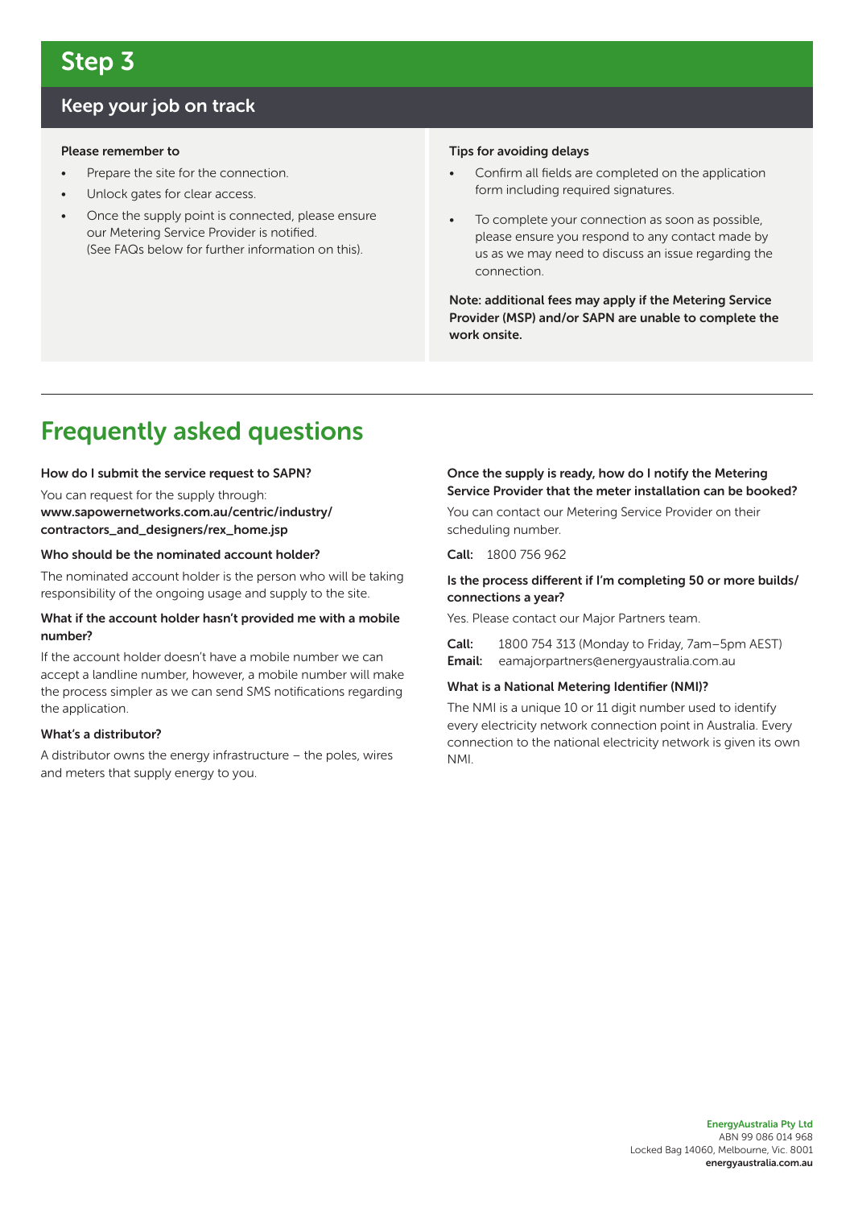# Step 3

## Keep your job on track

**Please remember to**

- Prepare the site for the connection.
- Unlock gates for clear access.
- Once the supply point is connected, please ensure our Metering Service Provider is notified. (See FAQs below for further information on this).

**Tips for avoiding delays**

- Confirm all fields are completed on the application form including required signatures.
- To complete your connection as soon as possible, please ensure you respond to any contact made by us as we may need to discuss an issue regarding the connection.

**Note: additional fees may apply if the Metering Service Provider (MSP) and/or SAPN are unable to complete the work onsite.**

# Frequently asked questions

**How do I submit the service request to SAPN?**

You can request for the supply through:
**www.sapowernetworks.com.au/centric/industry/contractors_and_designers/rex_home.jsp**

**Who should be the nominated account holder?**

The nominated account holder is the person who will be taking responsibility of the ongoing usage and supply to the site.

**What if the account holder hasn't provided me with a mobile number?**

If the account holder doesn't have a mobile number we can accept a landline number, however, a mobile number will make the process simpler as we can send SMS notifications regarding the application.

**What's a distributor?**

A distributor owns the energy infrastructure – the poles, wires and meters that supply energy to you.

**Once the supply is ready, how do I notify the Metering Service Provider that the meter installation can be booked?**

You can contact our Metering Service Provider on their scheduling number.

**Call:** 1800 756 962

**Is the process different if I'm completing 50 or more builds/connections a year?**

Yes. Please contact our Major Partners team.

**Call:** 1800 754 313 (Monday to Friday, 7am–5pm AEST)
**Email:** eamajorpartners@energyaustralia.com.au

**What is a National Metering Identifier (NMI)?**

The NMI is a unique 10 or 11 digit number used to identify every electricity network connection point in Australia. Every connection to the national electricity network is given its own NMI.

**EnergyAustralia Pty Ltd**
ABN 99 086 014 968
Locked Bag 14060, Melbourne, Vic. 8001
**energyaustralia.com.au**